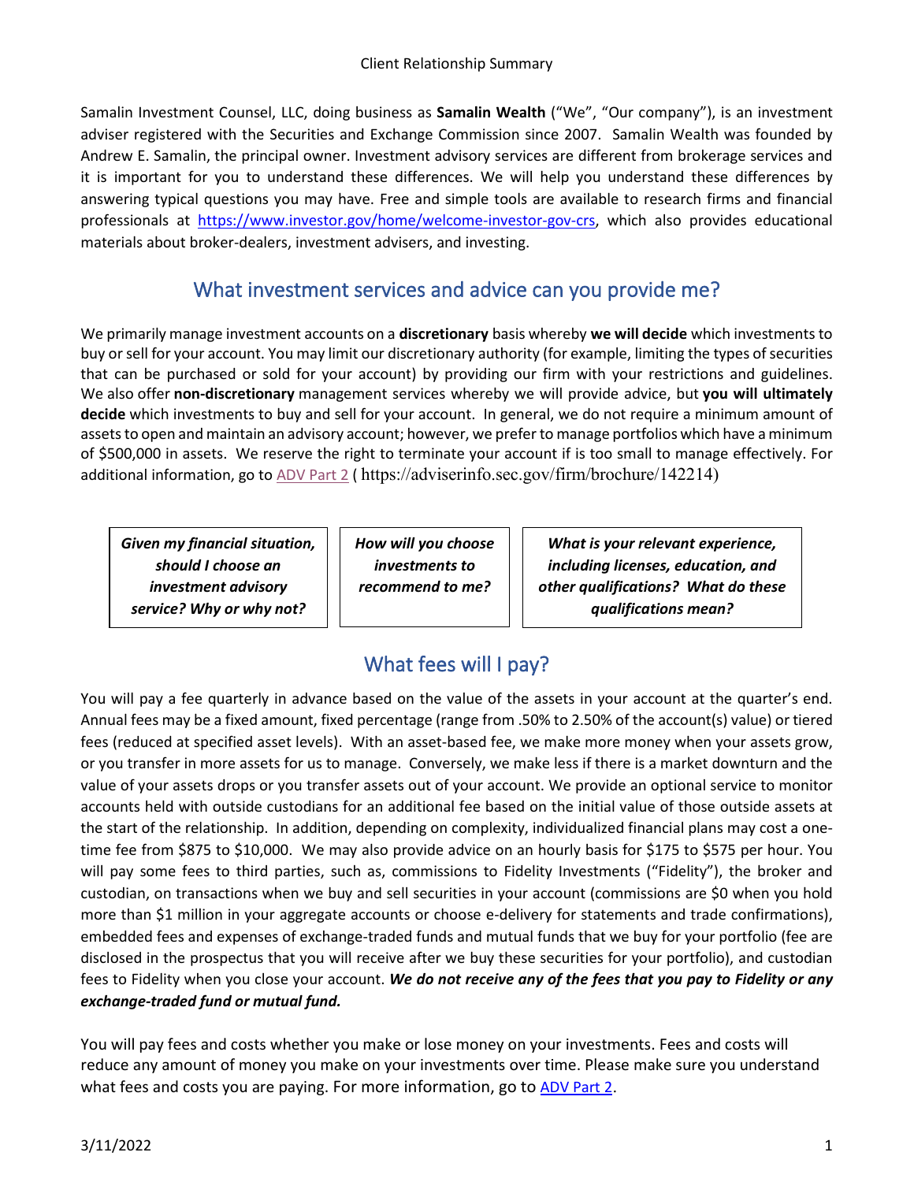Client Relationship Summary

Samalin Investment Counsel, LLC, doing business as **Samalin Wealth** ("We", "Our company"), is an investment adviser registered with the Securities and Exchange Commission since 2007. Samalin Wealth was founded by Andrew E. Samalin, the principal owner. Investment advisory services are different from brokerage services and it is important for you to understand these differences. We will help you understand these differences by answering typical questions you may have. Free and simple tools are available to research firms and financial professionals at https://www.investor.gov/home/welcome-investor-gov-crs, which also provides educational materials about broker-dealers, investment advisers, and investing.

## What investment services and advice can you provide me?

We primarily manage investment accounts on a **discretionary** basis whereby **we will decide** which investments to buy or sell for your account. You may limit our discretionary authority (for example, limiting the types of securities that can be purchased or sold for your account) by providing our firm with your restrictions and guidelines. We also offer **non-discretionary** management services whereby we will provide advice, but **you will ultimately decide** which investments to buy and sell for your account. In general, we do not require a minimum amount of assets to open and maintain an advisory account; however, we prefer to manage portfolios which have a minimum of $500,000 in assets. We reserve the right to terminate your account if is too small to manage effectively. For additional information, go to ADV Part 2 ( https://adviserinfo.sec.gov/firm/brochure/142214)

| | | |
|---|---|---|
| ***Given my financial situation, should I choose an investment advisory service? Why or why not?*** | ***How will you choose investments to recommend to me?*** | ***What is your relevant experience, including licenses, education, and other qualifications? What do these qualifications mean?*** |

## What fees will I pay?

You will pay a fee quarterly in advance based on the value of the assets in your account at the quarter's end. Annual fees may be a fixed amount, fixed percentage (range from .50% to 2.50% of the account(s) value) or tiered fees (reduced at specified asset levels). With an asset-based fee, we make more money when your assets grow, or you transfer in more assets for us to manage. Conversely, we make less if there is a market downturn and the value of your assets drops or you transfer assets out of your account. We provide an optional service to monitor accounts held with outside custodians for an additional fee based on the initial value of those outside assets at the start of the relationship. In addition, depending on complexity, individualized financial plans may cost a one-time fee from $875 to $10,000. We may also provide advice on an hourly basis for $175 to $575 per hour. You will pay some fees to third parties, such as, commissions to Fidelity Investments ("Fidelity"), the broker and custodian, on transactions when we buy and sell securities in your account (commissions are $0 when you hold more than $1 million in your aggregate accounts or choose e-delivery for statements and trade confirmations), embedded fees and expenses of exchange-traded funds and mutual funds that we buy for your portfolio (fee are disclosed in the prospectus that you will receive after we buy these securities for your portfolio), and custodian fees to Fidelity when you close your account. ***We do not receive any of the fees that you pay to Fidelity or any exchange-traded fund or mutual fund.***

You will pay fees and costs whether you make or lose money on your investments. Fees and costs will reduce any amount of money you make on your investments over time. Please make sure you understand what fees and costs you are paying. For more information, go to ADV Part 2.

3/11/2022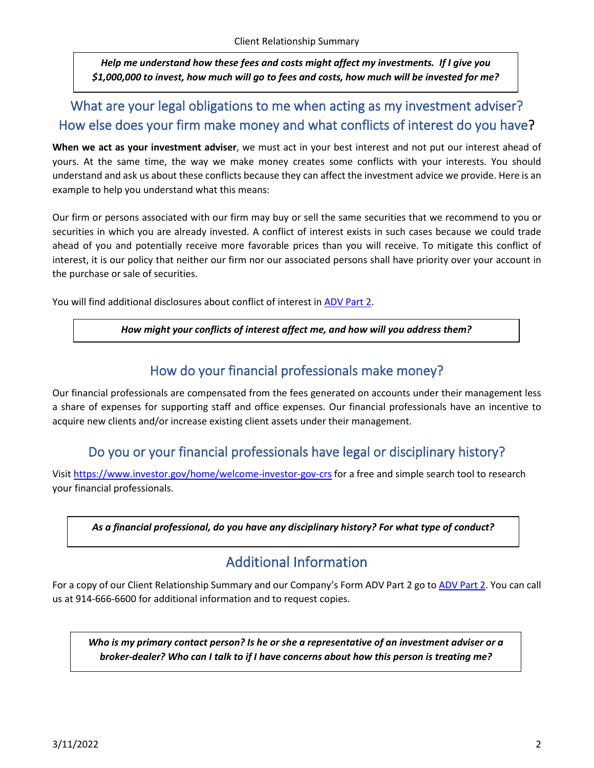***Help me understand how these fees and costs might affect my investments. If I give you $1,000,000 to invest, how much will go to fees and costs, how much will be invested for me?***

## What are your legal obligations to me when acting as my investment adviser? How else does your firm make money and what conflicts of interest do you have?

**When we act as your investment adviser**, we must act in your best interest and not put our interest ahead of yours. At the same time, the way we make money creates some conflicts with your interests. You should understand and ask us about these conflicts because they can affect the investment advice we provide. Here is an example to help you understand what this means:

Our firm or persons associated with our firm may buy or sell the same securities that we recommend to you or securities in which you are already invested. A conflict of interest exists in such cases because we could trade ahead of you and potentially receive more favorable prices than you will receive. To mitigate this conflict of interest, it is our policy that neither our firm nor our associated persons shall have priority over your account in the purchase or sale of securities.

You will find additional disclosures about conflict of interest in ADV Part 2.

***How might your conflicts of interest affect me, and how will you address them?***

## How do your financial professionals make money?

Our financial professionals are compensated from the fees generated on accounts under their management less a share of expenses for supporting staff and office expenses. Our financial professionals have an incentive to acquire new clients and/or increase existing client assets under their management.

## Do you or your financial professionals have legal or disciplinary history?

Visit https://www.investor.gov/home/welcome-investor-gov-crs for a free and simple search tool to research your financial professionals.

***As a financial professional, do you have any disciplinary history? For what type of conduct?***

## Additional Information

For a copy of our Client Relationship Summary and our Company's Form ADV Part 2 go to ADV Part 2. You can call us at 914-666-6600 for additional information and to request copies.

***Who is my primary contact person? Is he or she a representative of an investment adviser or a broker-dealer? Who can I talk to if I have concerns about how this person is treating me?***